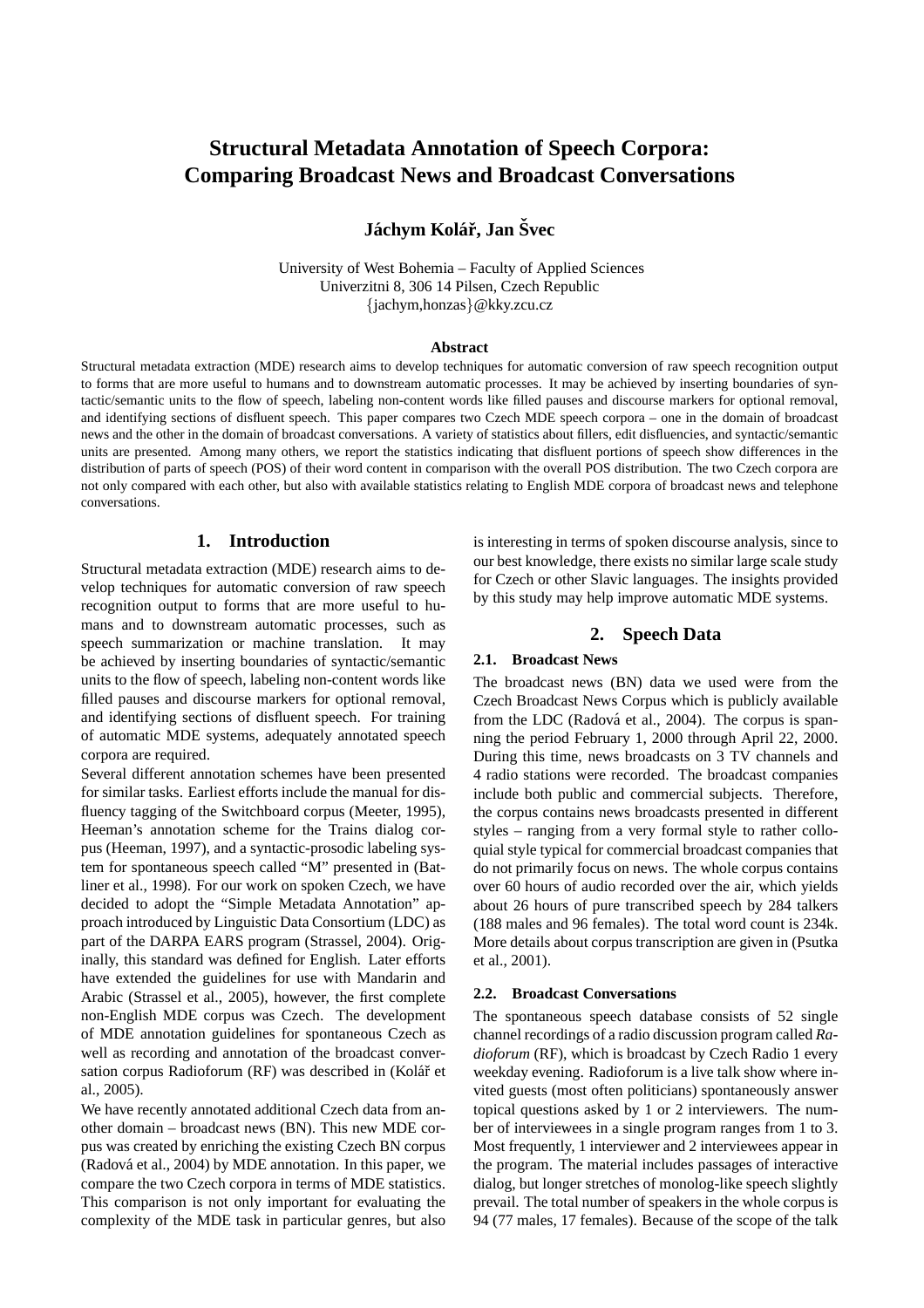# Structural Metadata Annotation of Speech Corpora: Comparing Broadcast News and Broadcast Conversations

**Jáchym Kolář, Jan Švec**

University of West Bohemia – Faculty of Applied Sciences
Univerzitni 8, 306 14 Pilsen, Czech Republic
{jachym,honzas}@kky.zcu.cz

### Abstract

Structural metadata extraction (MDE) research aims to develop techniques for automatic conversion of raw speech recognition output to forms that are more useful to humans and to downstream automatic processes. It may be achieved by inserting boundaries of syntactic/semantic units to the flow of speech, labeling non-content words like filled pauses and discourse markers for optional removal, and identifying sections of disfluent speech. This paper compares two Czech MDE speech corpora – one in the domain of broadcast news and the other in the domain of broadcast conversations. A variety of statistics about fillers, edit disfluencies, and syntactic/semantic units are presented. Among many others, we report the statistics indicating that disfluent portions of speech show differences in the distribution of parts of speech (POS) of their word content in comparison with the overall POS distribution. The two Czech corpora are not only compared with each other, but also with available statistics relating to English MDE corpora of broadcast news and telephone conversations.

## 1. Introduction

Structural metadata extraction (MDE) research aims to develop techniques for automatic conversion of raw speech recognition output to forms that are more useful to humans and to downstream automatic processes, such as speech summarization or machine translation. It may be achieved by inserting boundaries of syntactic/semantic units to the flow of speech, labeling non-content words like filled pauses and discourse markers for optional removal, and identifying sections of disfluent speech. For training of automatic MDE systems, adequately annotated speech corpora are required.

Several different annotation schemes have been presented for similar tasks. Earliest efforts include the manual for disfluency tagging of the Switchboard corpus (Meeter, 1995), Heeman's annotation scheme for the Trains dialog corpus (Heeman, 1997), and a syntactic-prosodic labeling system for spontaneous speech called "M" presented in (Batliner et al., 1998). For our work on spoken Czech, we have decided to adopt the "Simple Metadata Annotation" approach introduced by Linguistic Data Consortium (LDC) as part of the DARPA EARS program (Strassel, 2004). Originally, this standard was defined for English. Later efforts have extended the guidelines for use with Mandarin and Arabic (Strassel et al., 2005), however, the first complete non-English MDE corpus was Czech. The development of MDE annotation guidelines for spontaneous Czech as well as recording and annotation of the broadcast conversation corpus Radioforum (RF) was described in (Kolář et al., 2005).

We have recently annotated additional Czech data from another domain – broadcast news (BN). This new MDE corpus was created by enriching the existing Czech BN corpus (Radová et al., 2004) by MDE annotation. In this paper, we compare the two Czech corpora in terms of MDE statistics. This comparison is not only important for evaluating the complexity of the MDE task in particular genres, but also is interesting in terms of spoken discourse analysis, since to our best knowledge, there exists no similar large scale study for Czech or other Slavic languages. The insights provided by this study may help improve automatic MDE systems.

## 2. Speech Data

### 2.1. Broadcast News

The broadcast news (BN) data we used were from the Czech Broadcast News Corpus which is publicly available from the LDC (Radová et al., 2004). The corpus is spanning the period February 1, 2000 through April 22, 2000. During this time, news broadcasts on 3 TV channels and 4 radio stations were recorded. The broadcast companies include both public and commercial subjects. Therefore, the corpus contains news broadcasts presented in different styles – ranging from a very formal style to rather colloquial style typical for commercial broadcast companies that do not primarily focus on news. The whole corpus contains over 60 hours of audio recorded over the air, which yields about 26 hours of pure transcribed speech by 284 talkers (188 males and 96 females). The total word count is 234k. More details about corpus transcription are given in (Psutka et al., 2001).

### 2.2. Broadcast Conversations

The spontaneous speech database consists of 52 single channel recordings of a radio discussion program called *Radioforum* (RF), which is broadcast by Czech Radio 1 every weekday evening. Radioforum is a live talk show where invited guests (most often politicians) spontaneously answer topical questions asked by 1 or 2 interviewers. The number of interviewees in a single program ranges from 1 to 3. Most frequently, 1 interviewer and 2 interviewees appear in the program. The material includes passages of interactive dialog, but longer stretches of monolog-like speech slightly prevail. The total number of speakers in the whole corpus is 94 (77 males, 17 females). Because of the scope of the talk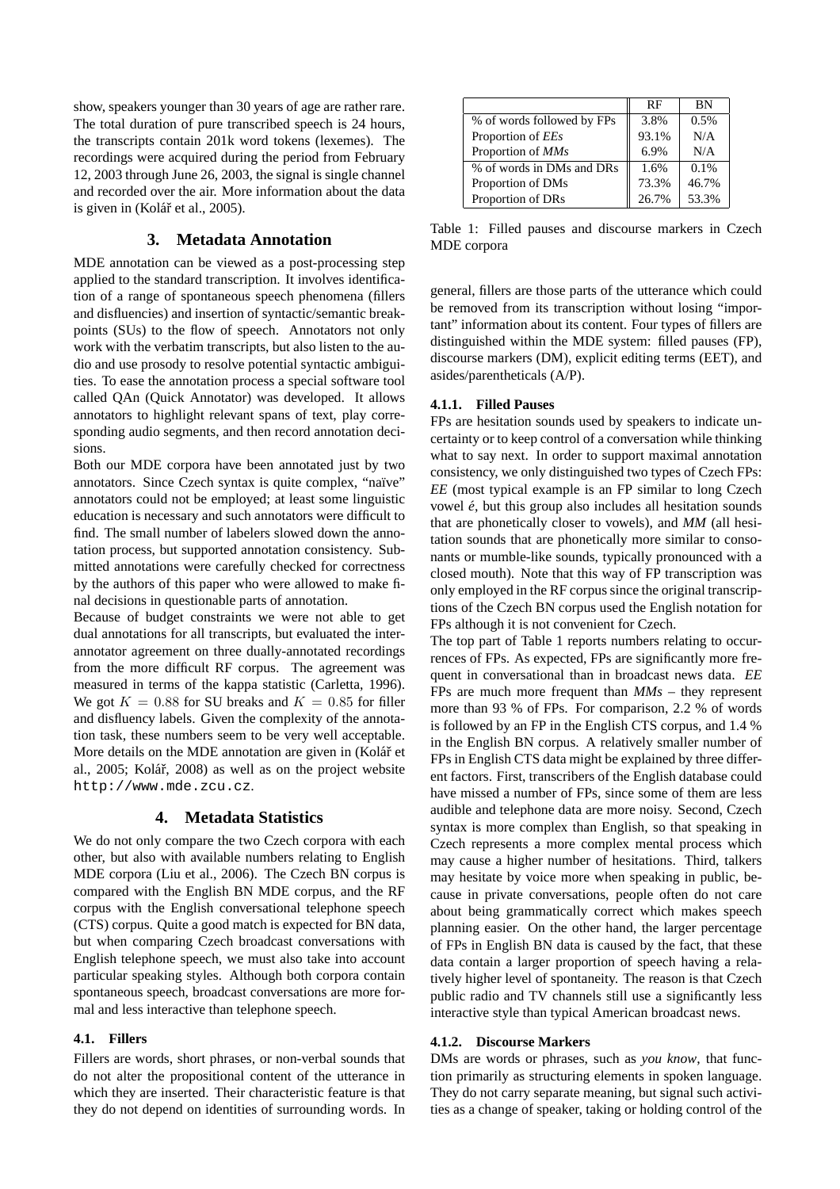show, speakers younger than 30 years of age are rather rare. The total duration of pure transcribed speech is 24 hours, the transcripts contain 201k word tokens (lexemes). The recordings were acquired during the period from February 12, 2003 through June 26, 2003, the signal is single channel and recorded over the air. More information about the data is given in (Kolář et al., 2005).

## 3. Metadata Annotation

MDE annotation can be viewed as a post-processing step applied to the standard transcription. It involves identification of a range of spontaneous speech phenomena (fillers and disfluencies) and insertion of syntactic/semantic breakpoints (SUs) to the flow of speech. Annotators not only work with the verbatim transcripts, but also listen to the audio and use prosody to resolve potential syntactic ambiguities. To ease the annotation process a special software tool called QAn (Quick Annotator) was developed. It allows annotators to highlight relevant spans of text, play corresponding audio segments, and then record annotation decisions.

Both our MDE corpora have been annotated just by two annotators. Since Czech syntax is quite complex, "naïve" annotators could not be employed; at least some linguistic education is necessary and such annotators were difficult to find. The small number of labelers slowed down the annotation process, but supported annotation consistency. Submitted annotations were carefully checked for correctness by the authors of this paper who were allowed to make final decisions in questionable parts of annotation.

Because of budget constraints we were not able to get dual annotations for all transcripts, but evaluated the inter-annotator agreement on three dually-annotated recordings from the more difficult RF corpus. The agreement was measured in terms of the kappa statistic (Carletta, 1996). We got $K = 0.88$ for SU breaks and $K = 0.85$ for filler and disfluency labels. Given the complexity of the annotation task, these numbers seem to be very well acceptable. More details on the MDE annotation are given in (Kolář et al., 2005; Kolář, 2008) as well as on the project website http://www.mde.zcu.cz.

## 4. Metadata Statistics

We do not only compare the two Czech corpora with each other, but also with available numbers relating to English MDE corpora (Liu et al., 2006). The Czech BN corpus is compared with the English BN MDE corpus, and the RF corpus with the English conversational telephone speech (CTS) corpus. Quite a good match is expected for BN data, but when comparing Czech broadcast conversations with English telephone speech, we must also take into account particular speaking styles. Although both corpora contain spontaneous speech, broadcast conversations are more formal and less interactive than telephone speech.

### 4.1. Fillers

Fillers are words, short phrases, or non-verbal sounds that do not alter the propositional content of the utterance in which they are inserted. Their characteristic feature is that they do not depend on identities of surrounding words. In general, fillers are those parts of the utterance which could be removed from its transcription without losing "important" information about its content. Four types of fillers are distinguished within the MDE system: filled pauses (FP), discourse markers (DM), explicit editing terms (EET), and asides/parentheticals (A/P).

| | RF | BN |
|---|---|---|
| % of words followed by FPs | 3.8% | 0.5% |
| Proportion of *EEs* | 93.1% | N/A |
| Proportion of *MMs* | 6.9% | N/A |
| % of words in DMs and DRs | 1.6% | 0.1% |
| Proportion of DMs | 73.3% | 46.7% |
| Proportion of DRs | 26.7% | 53.3% |

Table 1: Filled pauses and discourse markers in Czech MDE corpora

#### 4.1.1. Filled Pauses

FPs are hesitation sounds used by speakers to indicate uncertainty or to keep control of a conversation while thinking what to say next. In order to support maximal annotation consistency, we only distinguished two types of Czech FPs: *EE* (most typical example is an FP similar to long Czech vowel *é*, but this group also includes all hesitation sounds that are phonetically closer to vowels), and *MM* (all hesitation sounds that are phonetically more similar to consonants or mumble-like sounds, typically pronounced with a closed mouth). Note that this way of FP transcription was only employed in the RF corpus since the original transcriptions of the Czech BN corpus used the English notation for FPs although it is not convenient for Czech.

The top part of Table 1 reports numbers relating to occurrences of FPs. As expected, FPs are significantly more frequent in conversational than in broadcast news data. *EE* FPs are much more frequent than *MMs* – they represent more than 93 % of FPs. For comparison, 2.2 % of words is followed by an FP in the English CTS corpus, and 1.4 % in the English BN corpus. A relatively smaller number of FPs in English CTS data might be explained by three different factors. First, transcribers of the English database could have missed a number of FPs, since some of them are less audible and telephone data are more noisy. Second, Czech syntax is more complex than English, so that speaking in Czech represents a more complex mental process which may cause a higher number of hesitations. Third, talkers may hesitate by voice more when speaking in public, because in private conversations, people often do not care about being grammatically correct which makes speech planning easier. On the other hand, the larger percentage of FPs in English BN data is caused by the fact, that these data contain a larger proportion of speech having a relatively higher level of spontaneity. The reason is that Czech public radio and TV channels still use a significantly less interactive style than typical American broadcast news.

#### 4.1.2. Discourse Markers

DMs are words or phrases, such as *you know*, that function primarily as structuring elements in spoken language. They do not carry separate meaning, but signal such activities as a change of speaker, taking or holding control of the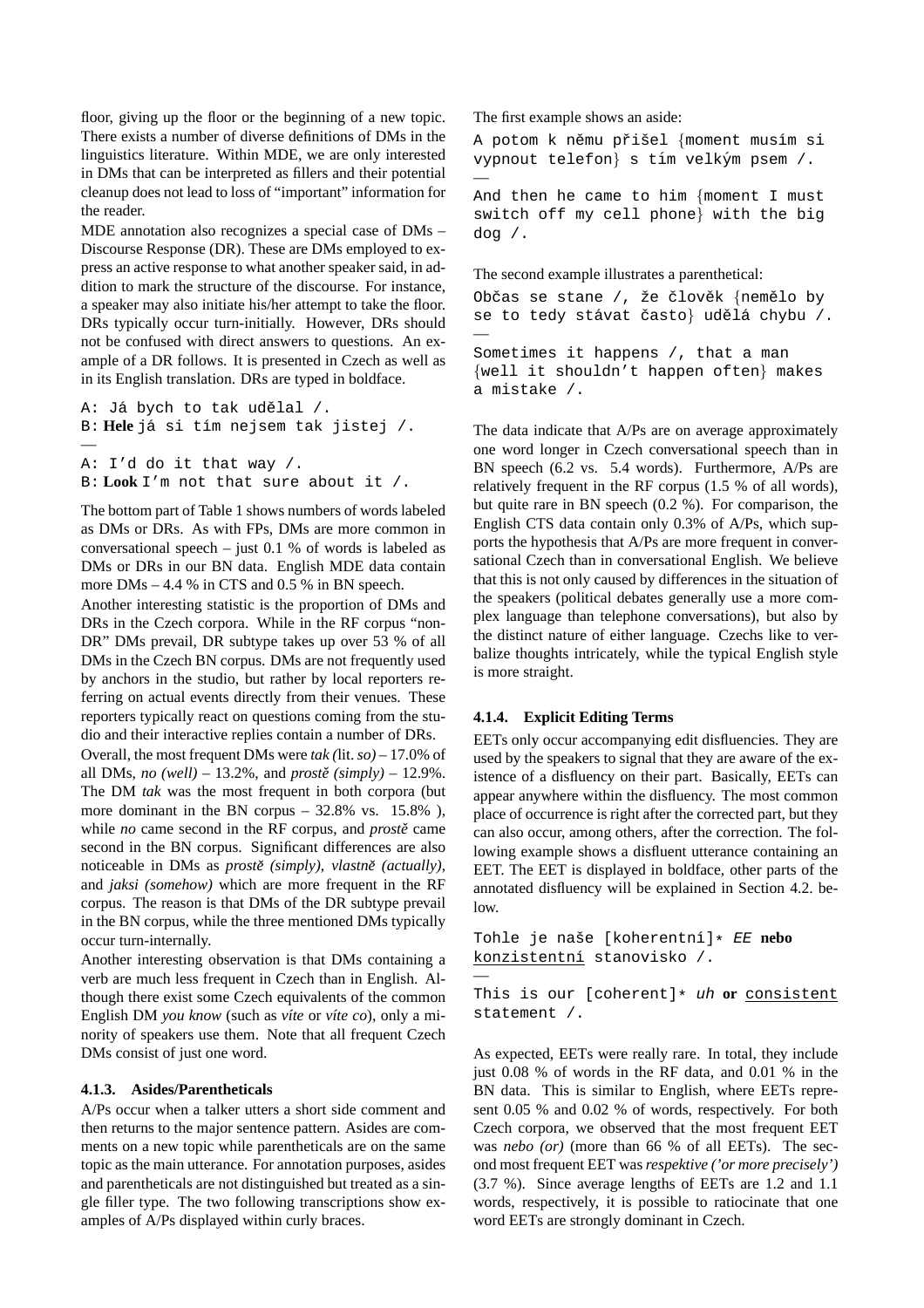floor, giving up the floor or the beginning of a new topic. There exists a number of diverse definitions of DMs in the linguistics literature. Within MDE, we are only interested in DMs that can be interpreted as fillers and their potential cleanup does not lead to loss of "important" information for the reader.

MDE annotation also recognizes a special case of DMs – Discourse Response (DR). These are DMs employed to express an active response to what another speaker said, in addition to mark the structure of the discourse. For instance, a speaker may also initiate his/her attempt to take the floor. DRs typically occur turn-initially. However, DRs should not be confused with direct answers to questions. An example of a DR follows. It is presented in Czech as well as in its English translation. DRs are typed in boldface.

A: Já bych to tak udělal /.
B: **Hele** já si tím nejsem tak jistej /.
—
A: I'd do it that way /.
B: **Look** I'm not that sure about it /.

The bottom part of Table 1 shows numbers of words labeled as DMs or DRs. As with FPs, DMs are more common in conversational speech – just 0.1 % of words is labeled as DMs or DRs in our BN data. English MDE data contain more DMs – 4.4 % in CTS and 0.5 % in BN speech.

Another interesting statistic is the proportion of DMs and DRs in the Czech corpora. While in the RF corpus "non-DR" DMs prevail, DR subtype takes up over 53 % of all DMs in the Czech BN corpus. DMs are not frequently used by anchors in the studio, but rather by local reporters referring on actual events directly from their venues. These reporters typically react on questions coming from the studio and their interactive replies contain a number of DRs.

Overall, the most frequent DMs were *tak (*lit. *so)* – 17.0% of all DMs, *no (well)* – 13.2%, and *prostě (simply)* – 12.9%. The DM *tak* was the most frequent in both corpora (but more dominant in the BN corpus – 32.8% vs. 15.8% ), while *no* came second in the RF corpus, and *prostě* came second in the BN corpus. Significant differences are also noticeable in DMs as *prostě (simply)*, *vlastně (actually)*, and *jaksi (somehow)* which are more frequent in the RF corpus. The reason is that DMs of the DR subtype prevail in the BN corpus, while the three mentioned DMs typically occur turn-internally.

Another interesting observation is that DMs containing a verb are much less frequent in Czech than in English. Although there exist some Czech equivalents of the common English DM *you know* (such as *víte* or *víte co*), only a minority of speakers use them. Note that all frequent Czech DMs consist of just one word.

#### 4.1.3. Asides/Parentheticals

A/Ps occur when a talker utters a short side comment and then returns to the major sentence pattern. Asides are comments on a new topic while parentheticals are on the same topic as the main utterance. For annotation purposes, asides and parentheticals are not distinguished but treated as a single filler type. The two following transcriptions show examples of A/Ps displayed within curly braces.

The first example shows an aside:

A potom k němu přišel {moment musím si vypnout telefon} s tím velkým psem /.
—
And then he came to him {moment I must switch off my cell phone} with the big dog /.

The second example illustrates a parenthetical:

Občas se stane /, že člověk {nemělo by se to tedy stávat často} udělá chybu /.
—
Sometimes it happens /, that a man {well it shouldn't happen often} makes a mistake /.

The data indicate that A/Ps are on average approximately one word longer in Czech conversational speech than in BN speech (6.2 vs. 5.4 words). Furthermore, A/Ps are relatively frequent in the RF corpus (1.5 % of all words), but quite rare in BN speech (0.2 %). For comparison, the English CTS data contain only 0.3% of A/Ps, which supports the hypothesis that A/Ps are more frequent in conversational Czech than in conversational English. We believe that this is not only caused by differences in the situation of the speakers (political debates generally use a more complex language than telephone conversations), but also by the distinct nature of either language. Czechs like to verbalize thoughts intricately, while the typical English style is more straight.

#### 4.1.4. Explicit Editing Terms

EETs only occur accompanying edit disfluencies. They are used by the speakers to signal that they are aware of the existence of a disfluency on their part. Basically, EETs can appear anywhere within the disfluency. The most common place of occurrence is right after the corrected part, but they can also occur, among others, after the correction. The following example shows a disfluent utterance containing an EET. The EET is displayed in boldface, other parts of the annotated disfluency will be explained in Section 4.2. below.

Tohle je naše [koherentní]* *EE* **nebo** <u>konzistentní</u> stanovisko /.
—
This is our [coherent]* *uh* **or** <u>consistent</u> statement /.

As expected, EETs were really rare. In total, they include just 0.08 % of words in the RF data, and 0.01 % in the BN data. This is similar to English, where EETs represent 0.05 % and 0.02 % of words, respectively. For both Czech corpora, we observed that the most frequent EET was *nebo (or)* (more than 66 % of all EETs). The second most frequent EET was *respektive ('or more precisely')* (3.7 %). Since average lengths of EETs are 1.2 and 1.1 words, respectively, it is possible to ratiocinate that one word EETs are strongly dominant in Czech.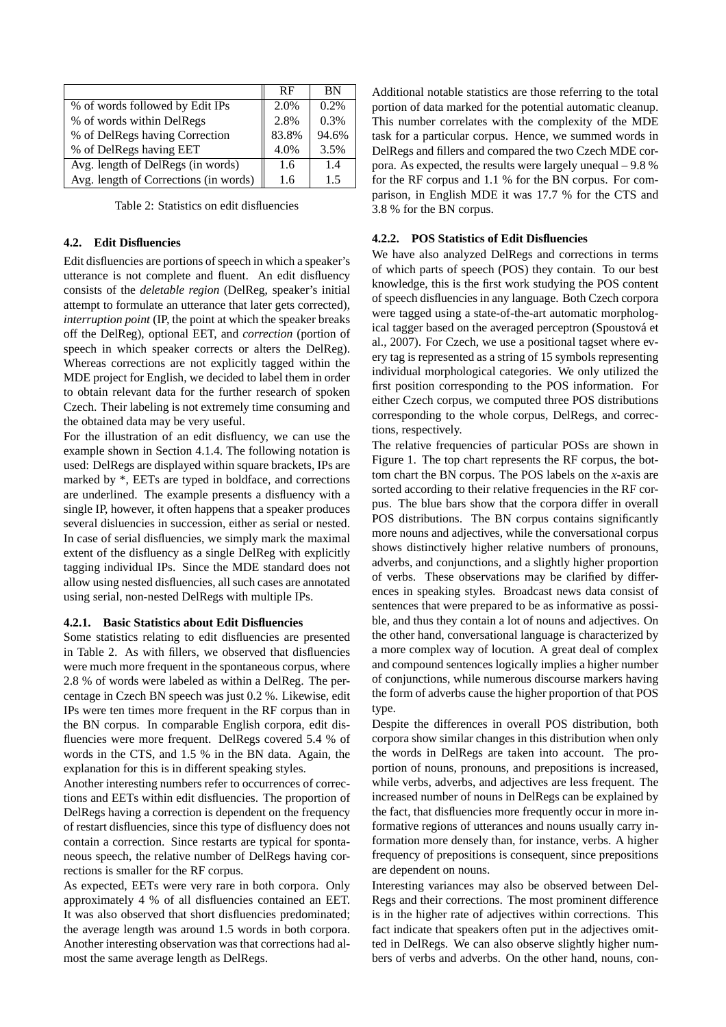|  | RF | BN |
|---|---|---|
| % of words followed by Edit IPs | 2.0% | 0.2% |
| % of words within DelRegs | 2.8% | 0.3% |
| % of DelRegs having Correction | 83.8% | 94.6% |
| % of DelRegs having EET | 4.0% | 3.5% |
| Avg. length of DelRegs (in words) | 1.6 | 1.4 |
| Avg. length of Corrections (in words) | 1.6 | 1.5 |

Table 2: Statistics on edit disfluencies

### 4.2. Edit Disfluencies

Edit disfluencies are portions of speech in which a speaker's utterance is not complete and fluent. An edit disfluency consists of the *deletable region* (DelReg, speaker's initial attempt to formulate an utterance that later gets corrected), *interruption point* (IP, the point at which the speaker breaks off the DelReg), optional EET, and *correction* (portion of speech in which speaker corrects or alters the DelReg). Whereas corrections are not explicitly tagged within the MDE project for English, we decided to label them in order to obtain relevant data for the further research of spoken Czech. Their labeling is not extremely time consuming and the obtained data may be very useful.

For the illustration of an edit disfluency, we can use the example shown in Section 4.1.4. The following notation is used: DelRegs are displayed within square brackets, IPs are marked by *, EETs are typed in boldface, and corrections are underlined. The example presents a disfluency with a single IP, however, it often happens that a speaker produces several disluencies in succession, either as serial or nested. In case of serial disfluencies, we simply mark the maximal extent of the disfluency as a single DelReg with explicitly tagging individual IPs. Since the MDE standard does not allow using nested disfluencies, all such cases are annotated using serial, non-nested DelRegs with multiple IPs.

#### 4.2.1. Basic Statistics about Edit Disfluencies

Some statistics relating to edit disfluencies are presented in Table 2. As with fillers, we observed that disfluencies were much more frequent in the spontaneous corpus, where 2.8 % of words were labeled as within a DelReg. The percentage in Czech BN speech was just 0.2 %. Likewise, edit IPs were ten times more frequent in the RF corpus than in the BN corpus. In comparable English corpora, edit disfluencies were more frequent. DelRegs covered 5.4 % of words in the CTS, and 1.5 % in the BN data. Again, the explanation for this is in different speaking styles.

Another interesting numbers refer to occurrences of corrections and EETs within edit disfluencies. The proportion of DelRegs having a correction is dependent on the frequency of restart disfluencies, since this type of disfluency does not contain a correction. Since restarts are typical for spontaneous speech, the relative number of DelRegs having corrections is smaller for the RF corpus.

As expected, EETs were very rare in both corpora. Only approximately 4 % of all disfluencies contained an EET. It was also observed that short disfluencies predominated; the average length was around 1.5 words in both corpora. Another interesting observation was that corrections had almost the same average length as DelRegs.

Additional notable statistics are those referring to the total portion of data marked for the potential automatic cleanup. This number correlates with the complexity of the MDE task for a particular corpus. Hence, we summed words in DelRegs and fillers and compared the two Czech MDE corpora. As expected, the results were largely unequal – 9.8 % for the RF corpus and 1.1 % for the BN corpus. For comparison, in English MDE it was 17.7 % for the CTS and 3.8 % for the BN corpus.

#### 4.2.2. POS Statistics of Edit Disfluencies

We have also analyzed DelRegs and corrections in terms of which parts of speech (POS) they contain. To our best knowledge, this is the first work studying the POS content of speech disfluencies in any language. Both Czech corpora were tagged using a state-of-the-art automatic morphological tagger based on the averaged perceptron (Spoustová et al., 2007). For Czech, we use a positional tagset where every tag is represented as a string of 15 symbols representing individual morphological categories. We only utilized the first position corresponding to the POS information. For either Czech corpus, we computed three POS distributions corresponding to the whole corpus, DelRegs, and corrections, respectively.

The relative frequencies of particular POSs are shown in Figure 1. The top chart represents the RF corpus, the bottom chart the BN corpus. The POS labels on the *x*-axis are sorted according to their relative frequencies in the RF corpus. The blue bars show that the corpora differ in overall POS distributions. The BN corpus contains significantly more nouns and adjectives, while the conversational corpus shows distinctively higher relative numbers of pronouns, adverbs, and conjunctions, and a slightly higher proportion of verbs. These observations may be clarified by differences in speaking styles. Broadcast news data consist of sentences that were prepared to be as informative as possible, and thus they contain a lot of nouns and adjectives. On the other hand, conversational language is characterized by a more complex way of locution. A great deal of complex and compound sentences logically implies a higher number of conjunctions, while numerous discourse markers having the form of adverbs cause the higher proportion of that POS type.

Despite the differences in overall POS distribution, both corpora show similar changes in this distribution when only the words in DelRegs are taken into account. The proportion of nouns, pronouns, and prepositions is increased, while verbs, adverbs, and adjectives are less frequent. The increased number of nouns in DelRegs can be explained by the fact, that disfluencies more frequently occur in more informative regions of utterances and nouns usually carry information more densely than, for instance, verbs. A higher frequency of prepositions is consequent, since prepositions are dependent on nouns.

Interesting variances may also be observed between DelRegs and their corrections. The most prominent difference is in the higher rate of adjectives within corrections. This fact indicate that speakers often put in the adjectives omitted in DelRegs. We can also observe slightly higher numbers of verbs and adverbs. On the other hand, nouns, con-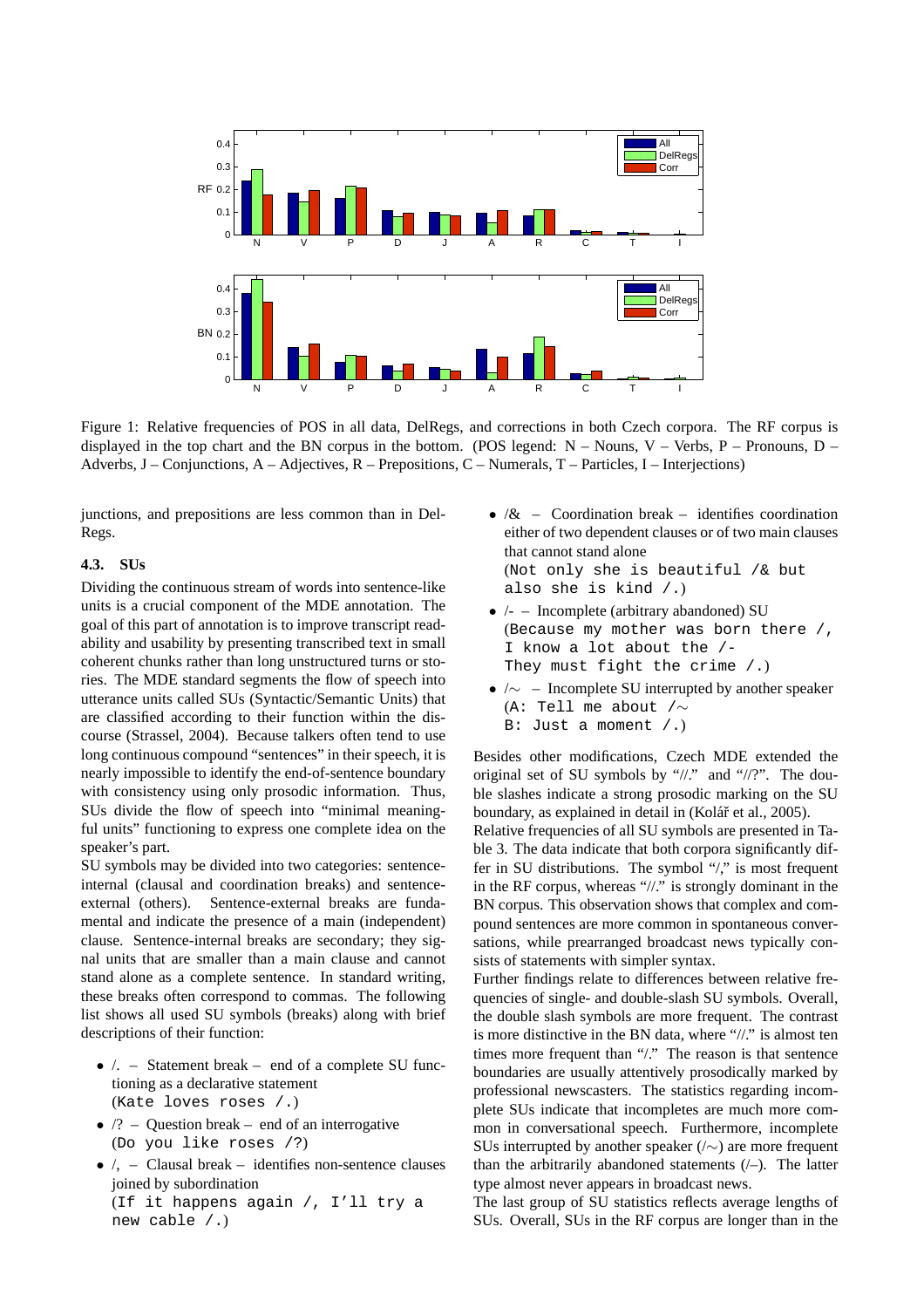Figure 1: Relative frequencies of POS in all data, DelRegs, and corrections in both Czech corpora. The RF corpus is displayed in the top chart and the BN corpus in the bottom. (POS legend: N – Nouns, V – Verbs, P – Pronouns, D – Adverbs, J – Conjunctions, A – Adjectives, R – Prepositions, C – Numerals, T – Particles, I – Interjections)

junctions, and prepositions are less common than in DelRegs.

### 4.3. SUs

Dividing the continuous stream of words into sentence-like units is a crucial component of the MDE annotation. The goal of this part of annotation is to improve transcript readability and usability by presenting transcribed text in small coherent chunks rather than long unstructured turns or stories. The MDE standard segments the flow of speech into utterance units called SUs (Syntactic/Semantic Units) that are classified according to their function within the discourse (Strassel, 2004). Because talkers often tend to use long continuous compound "sentences" in their speech, it is nearly impossible to identify the end-of-sentence boundary with consistency using only prosodic information. Thus, SUs divide the flow of speech into "minimal meaningful units" functioning to express one complete idea on the speaker's part.

SU symbols may be divided into two categories: sentence-internal (clausal and coordination breaks) and sentence-external (others). Sentence-external breaks are fundamental and indicate the presence of a main (independent) clause. Sentence-internal breaks are secondary; they signal units that are smaller than a main clause and cannot stand alone as a complete sentence. In standard writing, these breaks often correspond to commas. The following list shows all used SU symbols (breaks) along with brief descriptions of their function:

- /. – Statement break – end of a complete SU functioning as a declarative statement
  (`Kate loves roses /.`)
- /? – Question break – end of an interrogative
  (`Do you like roses /?`)
- /, – Clausal break – identifies non-sentence clauses joined by subordination
  (`If it happens again /, I'll try a new cable /.`)
- /& – Coordination break – identifies coordination either of two dependent clauses or of two main clauses that cannot stand alone
  (`Not only she is beautiful /& but also she is kind /.`)
- /- – Incomplete (arbitrary abandoned) SU
  (`Because my mother was born there /, I know a lot about the /- They must fight the crime /.`)
- /∼ – Incomplete SU interrupted by another speaker
  (`A: Tell me about /∼`
  `B: Just a moment /.`)

Besides other modifications, Czech MDE extended the original set of SU symbols by "//." and "//?". The double slashes indicate a strong prosodic marking on the SU boundary, as explained in detail in (Kolář et al., 2005).

Relative frequencies of all SU symbols are presented in Table 3. The data indicate that both corpora significantly differ in SU distributions. The symbol "/," is most frequent in the RF corpus, whereas "//." is strongly dominant in the BN corpus. This observation shows that complex and compound sentences are more common in spontaneous conversations, while prearranged broadcast news typically consists of statements with simpler syntax.

Further findings relate to differences between relative frequencies of single- and double-slash SU symbols. Overall, the double slash symbols are more frequent. The contrast is more distinctive in the BN data, where "//." is almost ten times more frequent than "/." The reason is that sentence boundaries are usually attentively prosodically marked by professional newscasters. The statistics regarding incomplete SUs indicate that incompletes are much more common in conversational speech. Furthermore, incomplete SUs interrupted by another speaker (/∼) are more frequent than the arbitrarily abandoned statements (/–). The latter type almost never appears in broadcast news.

The last group of SU statistics reflects average lengths of SUs. Overall, SUs in the RF corpus are longer than in the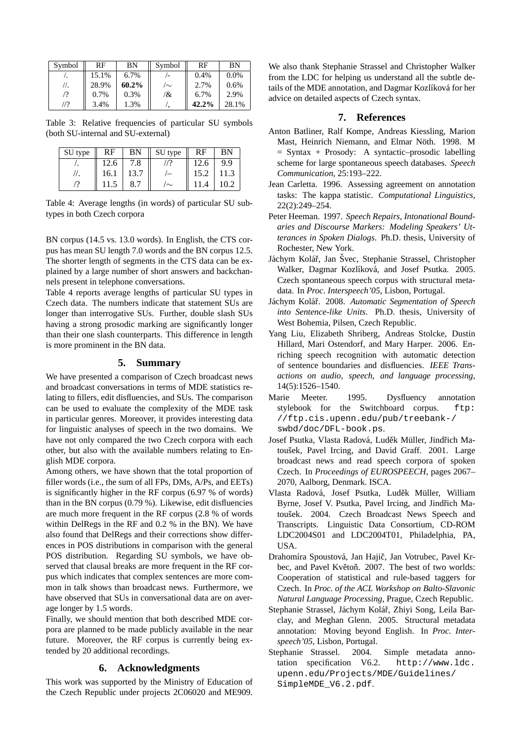| Symbol | RF | BN | Symbol | RF | BN |
|---|---|---|---|---|---|
| /. | 15.1% | 6.7% | /- | 0.4% | 0.0% |
| //. | 28.9% | **60.2%** | /∼ | 2.7% | 0.6% |
| /? | 0.7% | 0.3% | /& | 6.7% | 2.9% |
| //? | 3.4% | 1.3% | /, | **42.2%** | 28.1% |

Table 3: Relative frequencies of particular SU symbols (both SU-internal and SU-external)

| SU type | RF | BN | SU type | RF | BN |
|---|---|---|---|---|---|
| /. | 12.6 | 7.8 | //? | 12.6 | 9.9 |
| //. | 16.1 | 13.7 | /– | 15.2 | 11.3 |
| /? | 11.5 | 8.7 | /∼ | 11.4 | 10.2 |

Table 4: Average lengths (in words) of particular SU subtypes in both Czech corpora

BN corpus (14.5 vs. 13.0 words). In English, the CTS corpus has mean SU length 7.0 words and the BN corpus 12.5. The shorter length of segments in the CTS data can be explained by a large number of short answers and backchannels present in telephone conversations.

Table 4 reports average lengths of particular SU types in Czech data. The numbers indicate that statement SUs are longer than interrogative SUs. Further, double slash SUs having a strong prosodic marking are significantly longer than their one slash counterparts. This difference in length is more prominent in the BN data.

## 5. Summary

We have presented a comparison of Czech broadcast news and broadcast conversations in terms of MDE statistics relating to fillers, edit disfluencies, and SUs. The comparison can be used to evaluate the complexity of the MDE task in particular genres. Moreover, it provides interesting data for linguistic analyses of speech in the two domains. We have not only compared the two Czech corpora with each other, but also with the available numbers relating to English MDE corpora.

Among others, we have shown that the total proportion of filler words (i.e., the sum of all FPs, DMs, A/Ps, and EETs) is significantly higher in the RF corpus (6.97 % of words) than in the BN corpus (0.79 %). Likewise, edit disfluencies are much more frequent in the RF corpus (2.8 % of words within DelRegs in the RF and 0.2 % in the BN). We have also found that DelRegs and their corrections show differences in POS distributions in comparison with the general POS distribution. Regarding SU symbols, we have observed that clausal breaks are more frequent in the RF corpus which indicates that complex sentences are more common in talk shows than broadcast news. Furthermore, we have observed that SUs in conversational data are on average longer by 1.5 words.

Finally, we should mention that both described MDE corpora are planned to be made publicly available in the near future. Moreover, the RF corpus is currently being extended by 20 additional recordings.

## 6. Acknowledgments

This work was supported by the Ministry of Education of the Czech Republic under projects 2C06020 and ME909. We also thank Stephanie Strassel and Christopher Walker from the LDC for helping us understand all the subtle details of the MDE annotation, and Dagmar Kozlíková for her advice on detailed aspects of Czech syntax.

## 7. References

Anton Batliner, Ralf Kompe, Andreas Kiessling, Marion Mast, Heinrich Niemann, and Elmar Nöth. 1998. M = Syntax + Prosody: A syntactic–prosodic labelling scheme for large spontaneous speech databases. *Speech Communication*, 25:193–222.

Jean Carletta. 1996. Assessing agreement on annotation tasks: The kappa statistic. *Computational Linguistics*, 22(2):249–254.

Peter Heeman. 1997. *Speech Repairs, Intonational Boundaries and Discourse Markers: Modeling Speakers' Utterances in Spoken Dialogs*. Ph.D. thesis, University of Rochester, New York.

Jáchym Kolář, Jan Švec, Stephanie Strassel, Christopher Walker, Dagmar Kozlíková, and Josef Psutka. 2005. Czech spontaneous speech corpus with structural metadata. In *Proc. Interspeech'05*, Lisbon, Portugal.

Jáchym Kolář. 2008. *Automatic Segmentation of Speech into Sentence-like Units*. Ph.D. thesis, University of West Bohemia, Pilsen, Czech Republic.

Yang Liu, Elizabeth Shriberg, Andreas Stolcke, Dustin Hillard, Mari Ostendorf, and Mary Harper. 2006. Enriching speech recognition with automatic detection of sentence boundaries and disfluencies. *IEEE Transactions on audio, speech, and language processing*, 14(5):1526–1540.

Marie Meeter. 1995. Dysfluency annotation stylebook for the Switchboard corpus. `ftp://ftp.cis.upenn.edu/pub/treebank-/swbd/doc/DFL-book.ps`.

Josef Psutka, Vlasta Radová, Luděk Müller, Jindřich Matoušek, Pavel Ircing, and David Graff. 2001. Large broadcast news and read speech corpora of spoken Czech. In *Proceedings of EUROSPEECH*, pages 2067–2070, Aalborg, Denmark. ISCA.

Vlasta Radová, Josef Psutka, Luděk Müller, William Byrne, Josef V. Psutka, Pavel Ircing, and Jindřich Matoušek. 2004. Czech Broadcast News Speech and Transcripts. Linguistic Data Consortium, CD-ROM LDC2004S01 and LDC2004T01, Philadelphia, PA, USA.

Drahomíra Spoustová, Jan Hajič, Jan Votrubec, Pavel Krbec, and Pavel Květoň. 2007. The best of two worlds: Cooperation of statistical and rule-based taggers for Czech. In *Proc. of the ACL Workshop on Balto-Slavonic Natural Language Processing*, Prague, Czech Republic.

Stephanie Strassel, Jáchym Kolář, Zhiyi Song, Leila Barclay, and Meghan Glenn. 2005. Structural metadata annotation: Moving beyond English. In *Proc. Interspeech'05*, Lisbon, Portugal.

Stephanie Strassel. 2004. Simple metadata annotation specification V6.2. `http://www.ldc.upenn.edu/Projects/MDE/Guidelines/SimpleMDE_V6.2.pdf`.